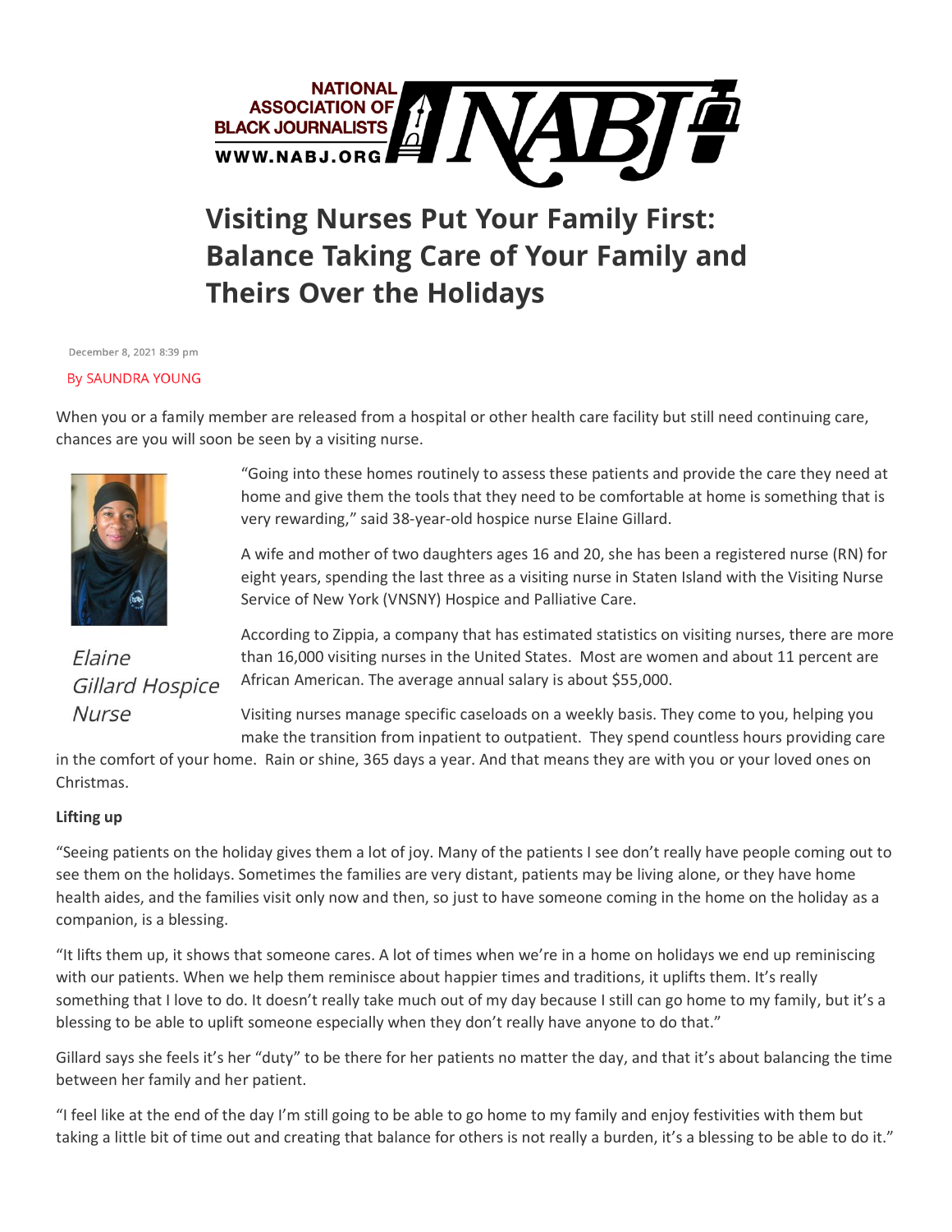# Visiting Nurses Put Your Family First: Balance Taking Care of Your Family and Theirs Over the Holidays

December 8, 2021 8:39 pm

By SAUNDRA YOUNG

When you or a family member are released from a hospital or other health care facility but still need continuing care, chances are you will soon be seen by a visiting nurse.

“Going into these homes routinely to assess these patients and provide the care they need at home and give them the tools that they need to be comfortable at home is something that is very rewarding,” said 38-year-old hospice nurse Elaine Gillard.

*Elaine Gillard Hospice Nurse*

A wife and mother of two daughters ages 16 and 20, she has been a registered nurse (RN) for eight years, spending the last three as a visiting nurse in Staten Island with the Visiting Nurse Service of New York (VNSNY) Hospice and Palliative Care.

According to Zippia, a company that has estimated statistics on visiting nurses, there are more than 16,000 visiting nurses in the United States. Most are women and about 11 percent are African American. The average annual salary is about $55,000.

Visiting nurses manage specific caseloads on a weekly basis. They come to you, helping you make the transition from inpatient to outpatient. They spend countless hours providing care in the comfort of your home. Rain or shine, 365 days a year. And that means they are with you or your loved ones on Christmas.

**Lifting up**

“Seeing patients on the holiday gives them a lot of joy. Many of the patients I see don’t really have people coming out to see them on the holidays. Sometimes the families are very distant, patients may be living alone, or they have home health aides, and the families visit only now and then, so just to have someone coming in the home on the holiday as a companion, is a blessing.

“It lifts them up, it shows that someone cares. A lot of times when we’re in a home on holidays we end up reminiscing with our patients. When we help them reminisce about happier times and traditions, it uplifts them. It’s really something that I love to do. It doesn’t really take much out of my day because I still can go home to my family, but it’s a blessing to be able to uplift someone especially when they don’t really have anyone to do that.”

Gillard says she feels it’s her “duty” to be there for her patients no matter the day, and that it’s about balancing the time between her family and her patient.

“I feel like at the end of the day I’m still going to be able to go home to my family and enjoy festivities with them but taking a little bit of time out and creating that balance for others is not really a burden, it’s a blessing to be able to do it.”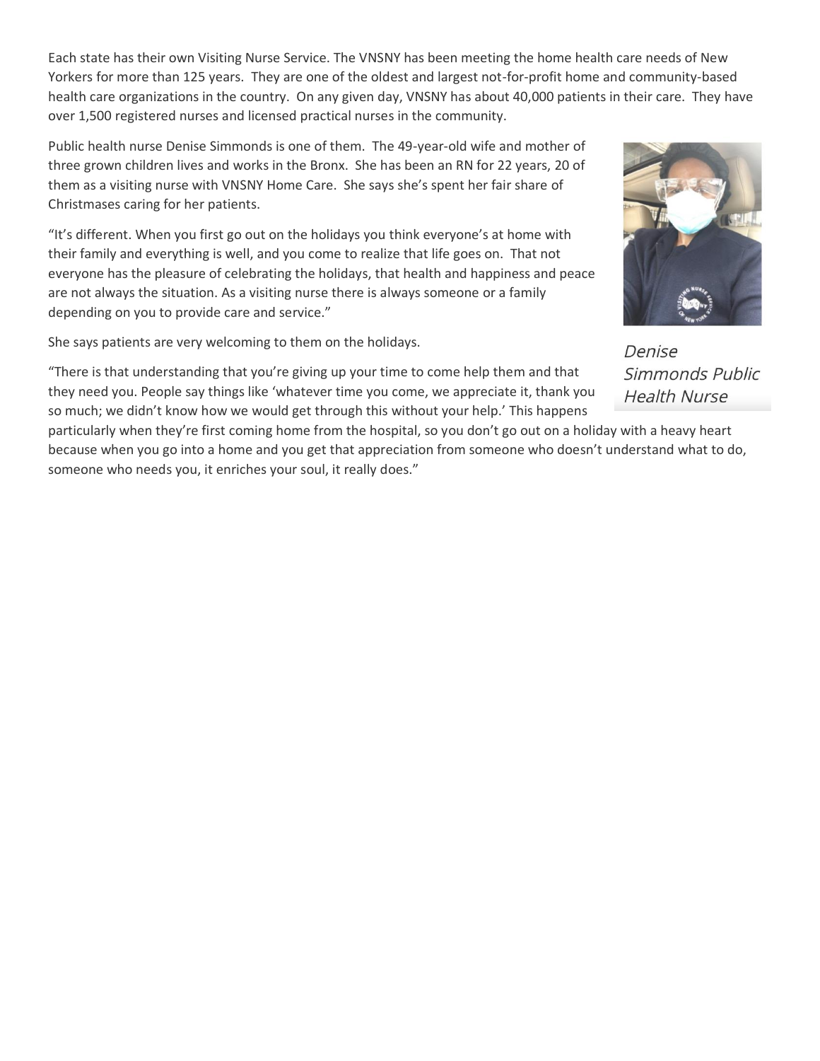Each state has their own Visiting Nurse Service. The VNSNY has been meeting the home health care needs of New Yorkers for more than 125 years. They are one of the oldest and largest not-for-profit home and community-based health care organizations in the country. On any given day, VNSNY has about 40,000 patients in their care. They have over 1,500 registered nurses and licensed practical nurses in the community.

Public health nurse Denise Simmonds is one of them. The 49-year-old wife and mother of three grown children lives and works in the Bronx. She has been an RN for 22 years, 20 of them as a visiting nurse with VNSNY Home Care. She says she's spent her fair share of Christmases caring for her patients.

*Denise Simmonds Public Health Nurse*

"It's different. When you first go out on the holidays you think everyone's at home with their family and everything is well, and you come to realize that life goes on. That not everyone has the pleasure of celebrating the holidays, that health and happiness and peace are not always the situation. As a visiting nurse there is always someone or a family depending on you to provide care and service."

She says patients are very welcoming to them on the holidays.

"There is that understanding that you're giving up your time to come help them and that they need you. People say things like 'whatever time you come, we appreciate it, thank you so much; we didn't know how we would get through this without your help.' This happens particularly when they're first coming home from the hospital, so you don't go out on a holiday with a heavy heart because when you go into a home and you get that appreciation from someone who doesn't understand what to do, someone who needs you, it enriches your soul, it really does."